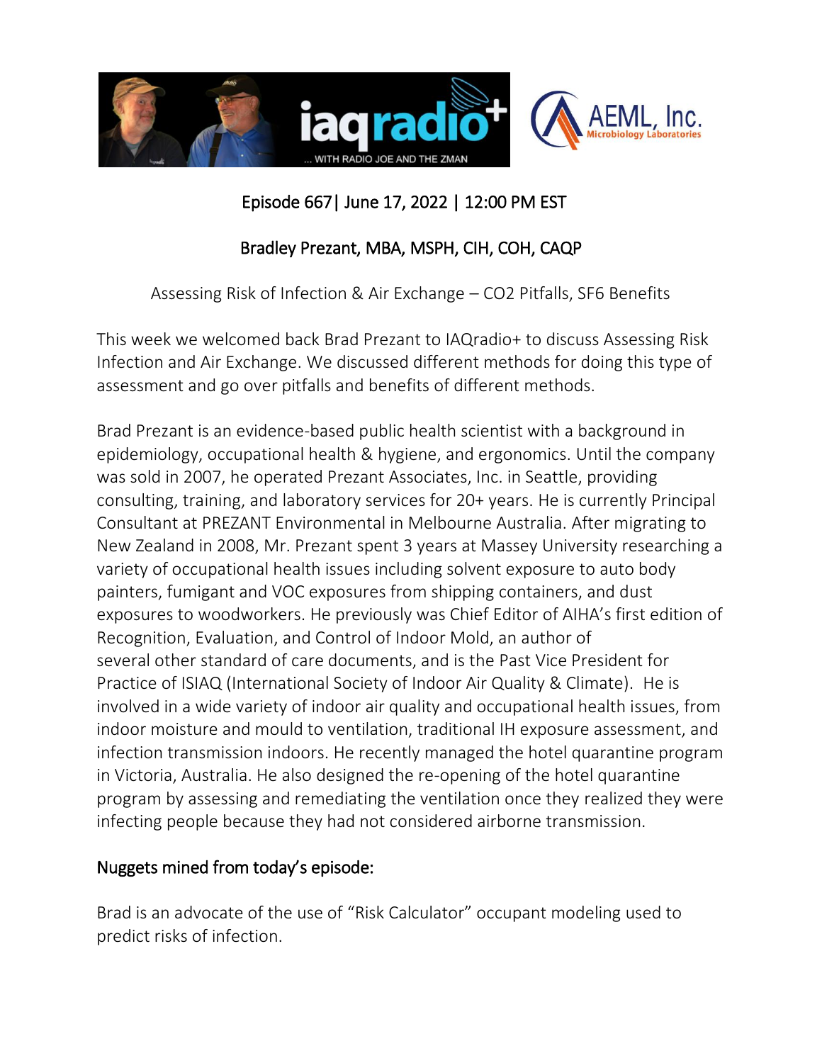Episode 667| June 17, 2022 | 12:00 PM EST

Bradley Prezant, MBA, MSPH, CIH, COH, CAQP

Assessing Risk of Infection & Air Exchange – $CO_2$ Pitfalls, $SF_6$ Benefits

This week we welcomed back Brad Prezant to IAQradio+ to discuss Assessing Risk Infection and Air Exchange. We discussed different methods for doing this type of assessment and go over pitfalls and benefits of different methods.

Brad Prezant is an evidence-based public health scientist with a background in epidemiology, occupational health & hygiene, and ergonomics. Until the company was sold in 2007, he operated Prezant Associates, Inc. in Seattle, providing consulting, training, and laboratory services for 20+ years. He is currently Principal Consultant at PREZANT Environmental in Melbourne Australia. After migrating to New Zealand in 2008, Mr. Prezant spent 3 years at Massey University researching a variety of occupational health issues including solvent exposure to auto body painters, fumigant and VOC exposures from shipping containers, and dust exposures to woodworkers. He previously was Chief Editor of AIHA's first edition of Recognition, Evaluation, and Control of Indoor Mold, an author of several other standard of care documents, and is the Past Vice President for Practice of ISIAQ (International Society of Indoor Air Quality & Climate). He is involved in a wide variety of indoor air quality and occupational health issues, from indoor moisture and mould to ventilation, traditional IH exposure assessment, and infection transmission indoors. He recently managed the hotel quarantine program in Victoria, Australia. He also designed the re-opening of the hotel quarantine program by assessing and remediating the ventilation once they realized they were infecting people because they had not considered airborne transmission.

## Nuggets mined from today's episode:

Brad is an advocate of the use of "Risk Calculator" occupant modeling used to predict risks of infection.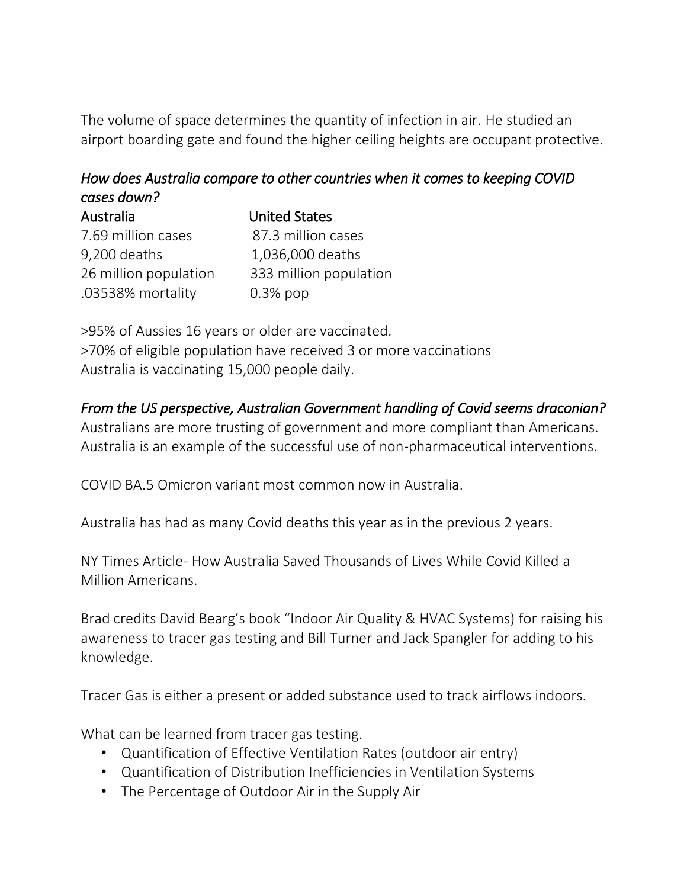The volume of space determines the quantity of infection in air. He studied an airport boarding gate and found the higher ceiling heights are occupant protective.

*How does Australia compare to other countries when it comes to keeping COVID cases down?*

| Australia | United States |
|---|---|
| 7.69 million cases | 87.3 million cases |
| 9,200 deaths | 1,036,000 deaths |
| 26 million population | 333 million population |
| .03538% mortality | 0.3% pop |

>95% of Aussies 16 years or older are vaccinated.
>70% of eligible population have received 3 or more vaccinations
Australia is vaccinating 15,000 people daily.

*From the US perspective, Australian Government handling of Covid seems draconian?*
Australians are more trusting of government and more compliant than Americans. Australia is an example of the successful use of non-pharmaceutical interventions.

COVID BA.5 Omicron variant most common now in Australia.

Australia has had as many Covid deaths this year as in the previous 2 years.

NY Times Article- How Australia Saved Thousands of Lives While Covid Killed a Million Americans.

Brad credits David Bearg's book "Indoor Air Quality & HVAC Systems) for raising his awareness to tracer gas testing and Bill Turner and Jack Spangler for adding to his knowledge.

Tracer Gas is either a present or added substance used to track airflows indoors.

What can be learned from tracer gas testing.

- Quantification of Effective Ventilation Rates (outdoor air entry)
- Quantification of Distribution Inefficiencies in Ventilation Systems
- The Percentage of Outdoor Air in the Supply Air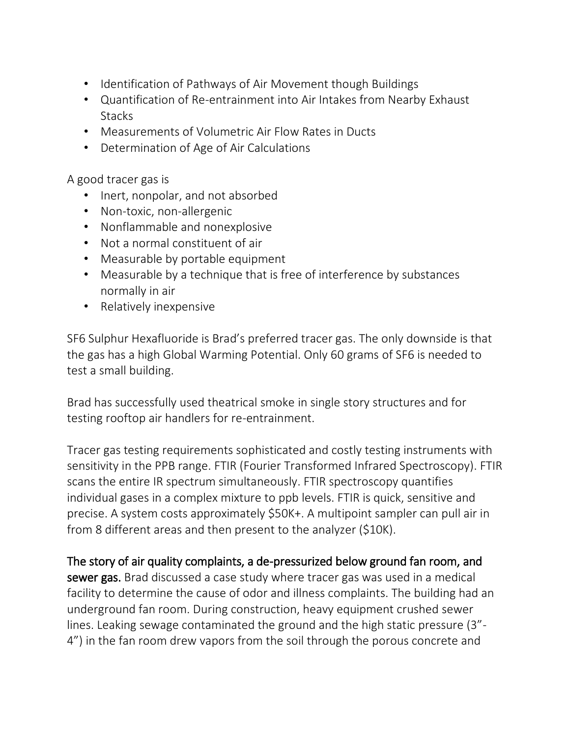- Identification of Pathways of Air Movement though Buildings
- Quantification of Re-entrainment into Air Intakes from Nearby Exhaust Stacks
- Measurements of Volumetric Air Flow Rates in Ducts
- Determination of Age of Air Calculations

A good tracer gas is

- Inert, nonpolar, and not absorbed
- Non-toxic, non-allergenic
- Nonflammable and nonexplosive
- Not a normal constituent of air
- Measurable by portable equipment
- Measurable by a technique that is free of interference by substances normally in air
- Relatively inexpensive

SF6 Sulphur Hexafluoride is Brad's preferred tracer gas. The only downside is that the gas has a high Global Warming Potential. Only 60 grams of SF6 is needed to test a small building.

Brad has successfully used theatrical smoke in single story structures and for testing rooftop air handlers for re-entrainment.

Tracer gas testing requirements sophisticated and costly testing instruments with sensitivity in the PPB range. FTIR (Fourier Transformed Infrared Spectroscopy). FTIR scans the entire IR spectrum simultaneously. FTIR spectroscopy quantifies individual gases in a complex mixture to ppb levels. FTIR is quick, sensitive and precise. A system costs approximately $50K+. A multipoint sampler can pull air in from 8 different areas and then present to the analyzer ($10K).

**The story of air quality complaints, a de-pressurized below ground fan room, and sewer gas.** Brad discussed a case study where tracer gas was used in a medical facility to determine the cause of odor and illness complaints. The building had an underground fan room. During construction, heavy equipment crushed sewer lines. Leaking sewage contaminated the ground and the high static pressure (3"-4") in the fan room drew vapors from the soil through the porous concrete and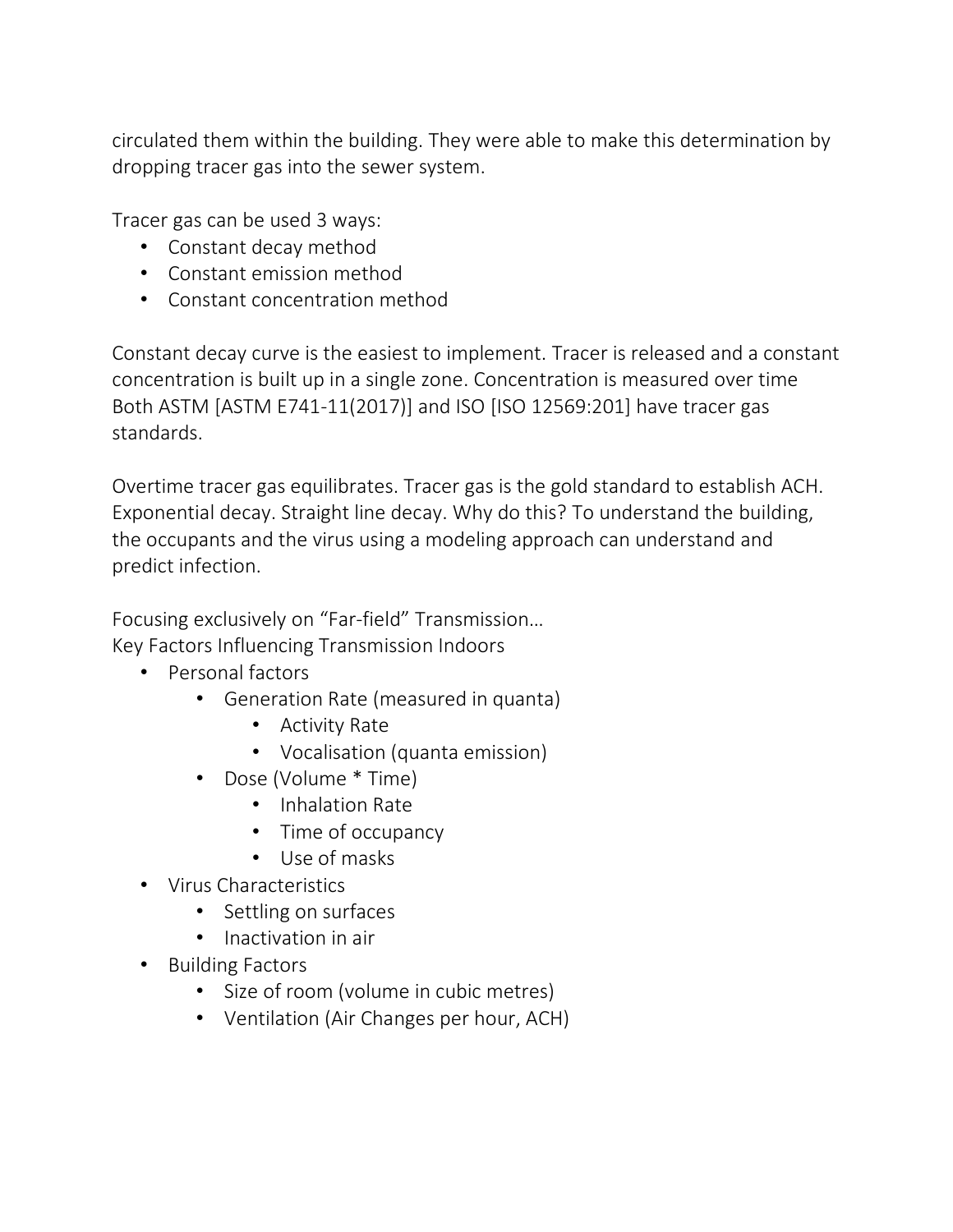circulated them within the building. They were able to make this determination by dropping tracer gas into the sewer system.

Tracer gas can be used 3 ways:

- Constant decay method
- Constant emission method
- Constant concentration method

Constant decay curve is the easiest to implement. Tracer is released and a constant concentration is built up in a single zone. Concentration is measured over time Both ASTM [ASTM E741-11(2017)] and ISO [ISO 12569:201] have tracer gas standards.

Overtime tracer gas equilibrates. Tracer gas is the gold standard to establish ACH. Exponential decay. Straight line decay. Why do this? To understand the building, the occupants and the virus using a modeling approach can understand and predict infection.

Focusing exclusively on "Far-field" Transmission…
Key Factors Influencing Transmission Indoors

- Personal factors
  - Generation Rate (measured in quanta)
    - Activity Rate
    - Vocalisation (quanta emission)
  - Dose (Volume * Time)
    - Inhalation Rate
    - Time of occupancy
    - Use of masks
- Virus Characteristics
  - Settling on surfaces
  - Inactivation in air
- Building Factors
  - Size of room (volume in cubic metres)
  - Ventilation (Air Changes per hour, ACH)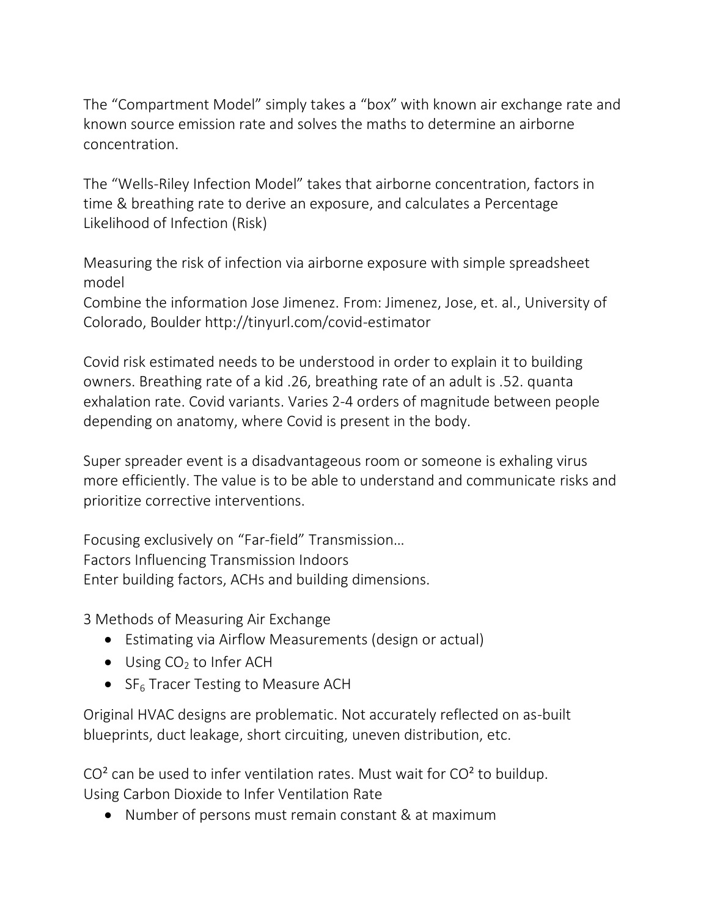The “Compartment Model” simply takes a “box” with known air exchange rate and known source emission rate and solves the maths to determine an airborne concentration.

The “Wells-Riley Infection Model” takes that airborne concentration, factors in time & breathing rate to derive an exposure, and calculates a Percentage Likelihood of Infection (Risk)

Measuring the risk of infection via airborne exposure with simple spreadsheet model
Combine the information Jose Jimenez. From: Jimenez, Jose, et. al., University of Colorado, Boulder http://tinyurl.com/covid-estimator

Covid risk estimated needs to be understood in order to explain it to building owners. Breathing rate of a kid .26, breathing rate of an adult is .52. quanta exhalation rate. Covid variants. Varies 2-4 orders of magnitude between people depending on anatomy, where Covid is present in the body.

Super spreader event is a disadvantageous room or someone is exhaling virus more efficiently. The value is to be able to understand and communicate risks and prioritize corrective interventions.

Focusing exclusively on “Far-field” Transmission…
Factors Influencing Transmission Indoors
Enter building factors, ACHs and building dimensions.

3 Methods of Measuring Air Exchange

- Estimating via Airflow Measurements (design or actual)
- Using $CO_2$ to Infer ACH
- $SF_6$ Tracer Testing to Measure ACH

Original HVAC designs are problematic. Not accurately reflected on as-built blueprints, duct leakage, short circuiting, uneven distribution, etc.

$CO^2$ can be used to infer ventilation rates. Must wait for $CO^2$ to buildup.
Using Carbon Dioxide to Infer Ventilation Rate

- Number of persons must remain constant & at maximum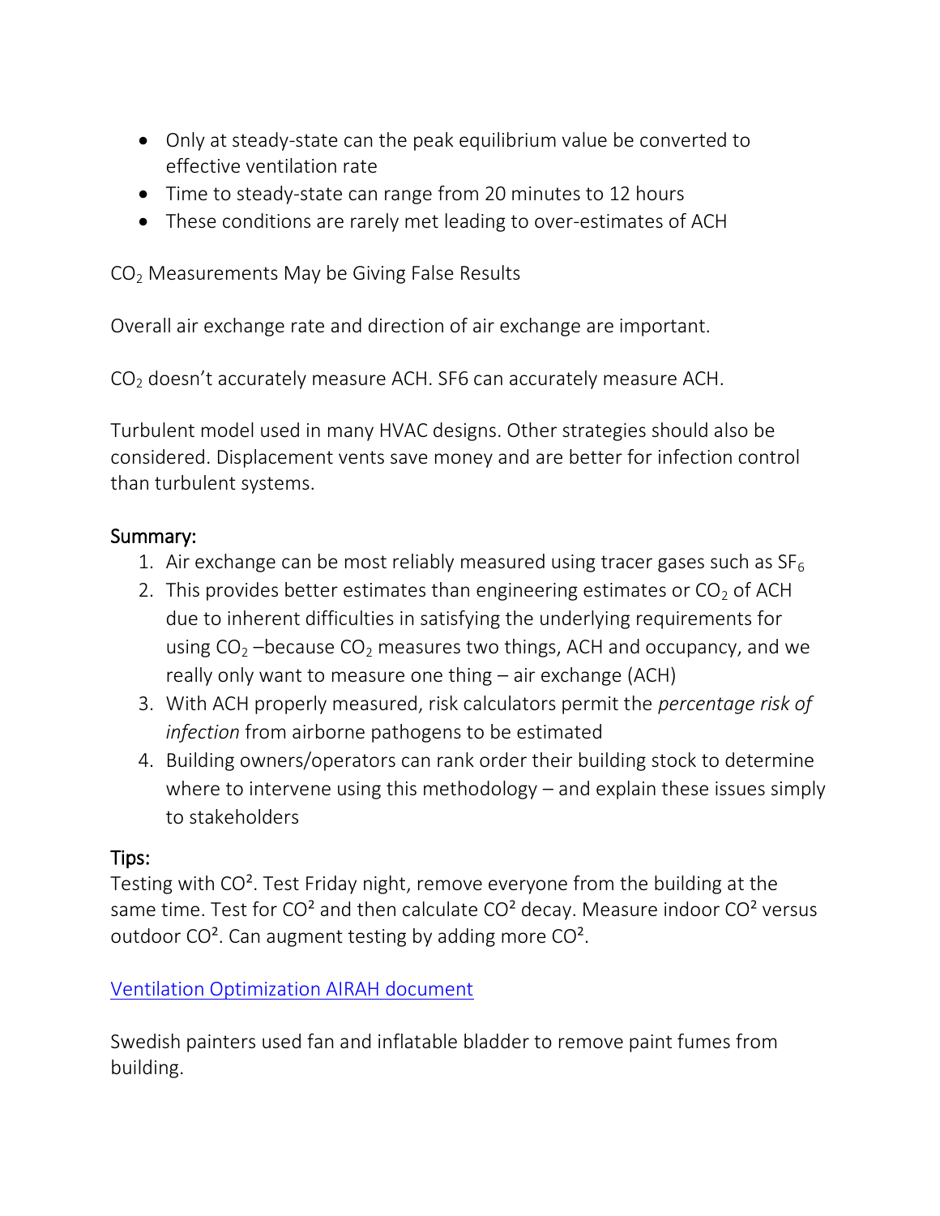- Only at steady-state can the peak equilibrium value be converted to effective ventilation rate
- Time to steady-state can range from 20 minutes to 12 hours
- These conditions are rarely met leading to over-estimates of ACH

$CO_2$ Measurements May be Giving False Results

Overall air exchange rate and direction of air exchange are important.

$CO_2$ doesn't accurately measure ACH. SF6 can accurately measure ACH.

Turbulent model used in many HVAC designs. Other strategies should also be considered. Displacement vents save money and are better for infection control than turbulent systems.

## Summary:

1. Air exchange can be most reliably measured using tracer gases such as $SF_6$
2. This provides better estimates than engineering estimates or $CO_2$ of ACH due to inherent difficulties in satisfying the underlying requirements for using $CO_2$ –because $CO_2$ measures two things, ACH and occupancy, and we really only want to measure one thing – air exchange (ACH)
3. With ACH properly measured, risk calculators permit the *percentage risk of infection* from airborne pathogens to be estimated
4. Building owners/operators can rank order their building stock to determine where to intervene using this methodology – and explain these issues simply to stakeholders

## Tips:

Testing with $CO^2$. Test Friday night, remove everyone from the building at the same time. Test for $CO^2$ and then calculate $CO^2$ decay. Measure indoor $CO^2$ versus outdoor $CO^2$. Can augment testing by adding more $CO^2$.

[Ventilation Optimization AIRAH document]

Swedish painters used fan and inflatable bladder to remove paint fumes from building.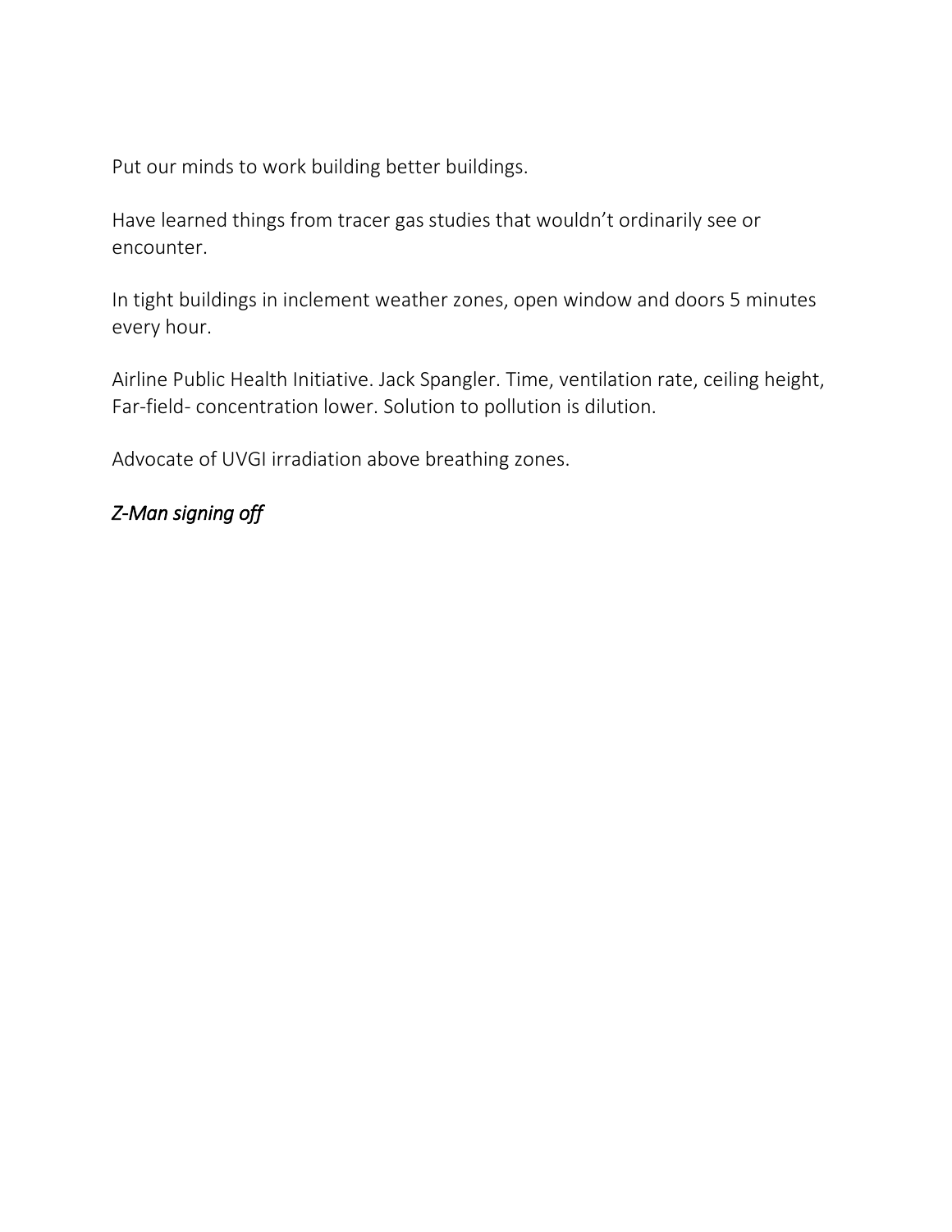Put our minds to work building better buildings.

Have learned things from tracer gas studies that wouldn't ordinarily see or encounter.

In tight buildings in inclement weather zones, open window and doors 5 minutes every hour.

Airline Public Health Initiative. Jack Spangler. Time, ventilation rate, ceiling height, Far-field- concentration lower. Solution to pollution is dilution.

Advocate of UVGI irradiation above breathing zones.

*Z-Man signing off*